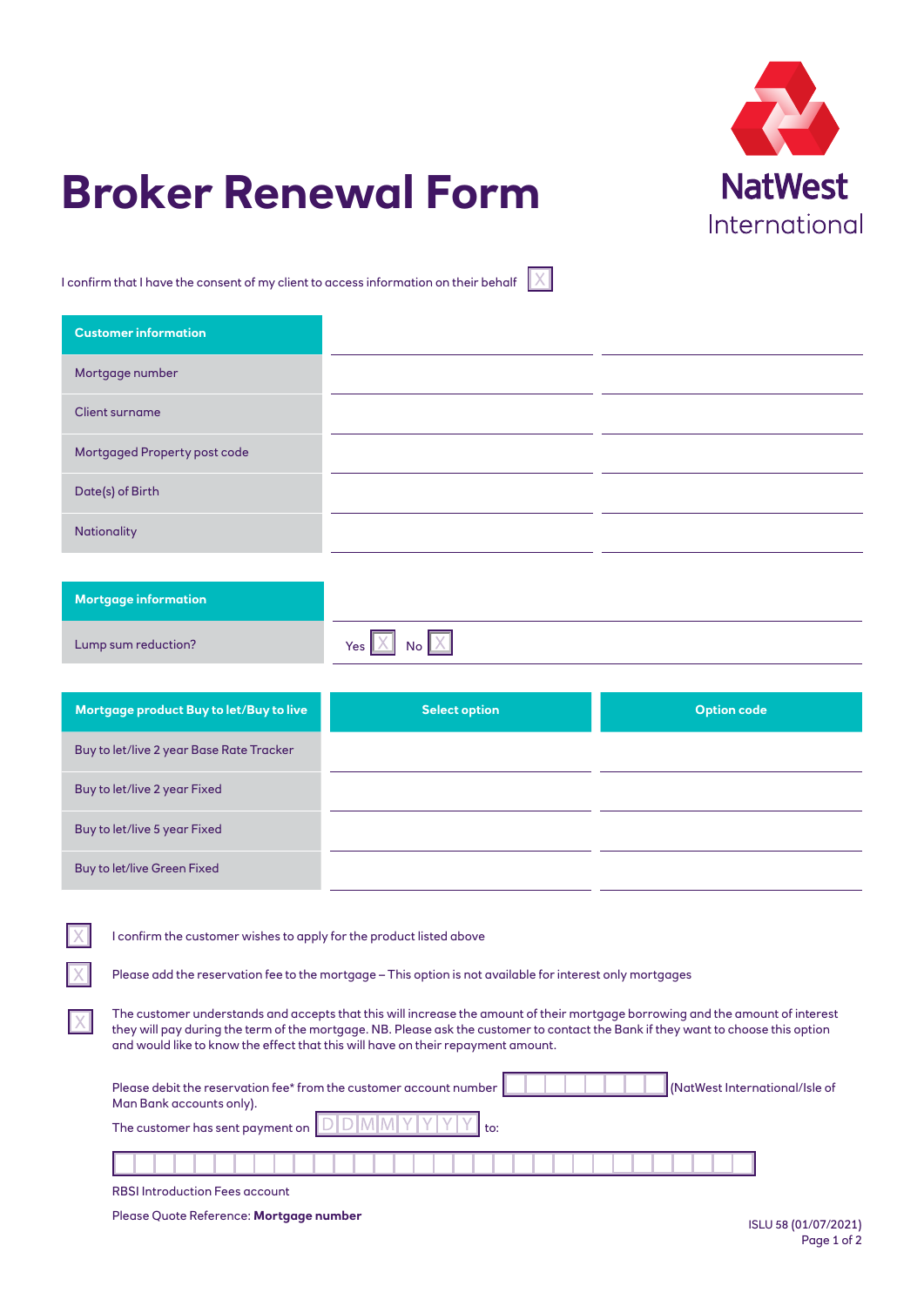# Broker Renewal Form

**NatWest International**

I confirm that I have the consent of my client to access information on their behalf ☐

| Customer information | | |
|---|---|---|
| Mortgage number | | |
| Client surname | | |
| Mortgaged Property post code | | |
| Date(s) of Birth | | |
| Nationality | | |

| Mortgage information | |
|---|---|
| Lump sum reduction? | Yes ☐ No ☐ |

| Mortgage product Buy to let/Buy to live | Select option | Option code |
|---|---|---|
| Buy to let/live 2 year Base Rate Tracker | | |
| Buy to let/live 2 year Fixed | | |
| Buy to let/live 5 year Fixed | | |
| Buy to let/live Green Fixed | | |

☐ I confirm the customer wishes to apply for the product listed above

☐ Please add the reservation fee to the mortgage – This option is not available for interest only mortgages

☐ The customer understands and accepts that this will increase the amount of their mortgage borrowing and the amount of interest they will pay during the term of the mortgage. NB. Please ask the customer to contact the Bank if they want to choose this option and would like to know the effect that this will have on their repayment amount.

Please debit the reservation fee* from the customer account number ☐☐☐☐☐☐☐☐ (NatWest International/Isle of Man Bank accounts only).

The customer has sent payment on D D M M Y Y Y Y to:

☐☐☐☐☐☐☐☐☐☐☐☐☐☐☐☐☐☐☐☐☐☐☐☐☐☐☐☐☐☐☐☐

RBSI Introduction Fees account

Please Quote Reference: **Mortgage number**

ISLU 58 (01/07/2021)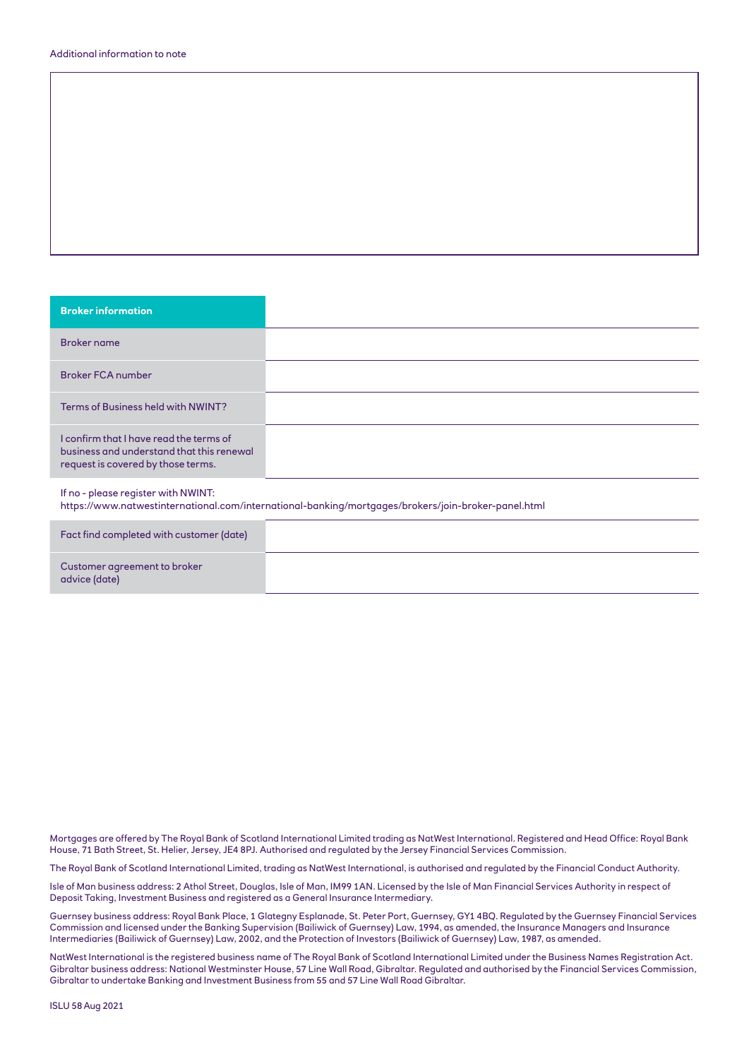Additional information to note

| | |
|---|---|
| | |

| **Broker information** | |
|---|---|
| Broker name | |
| Broker FCA number | |
| Terms of Business held with NWINT? | |
| I confirm that I have read the terms of business and understand that this renewal request is covered by those terms. | |

If no - please register with NWINT:
https://www.natwestinternational.com/international-banking/mortgages/brokers/join-broker-panel.html

| | |
|---|---|
| Fact find completed with customer (date) | |
| Customer agreement to broker advice (date) | |

Mortgages are offered by The Royal Bank of Scotland International Limited trading as NatWest International. Registered and Head Office: Royal Bank House, 71 Bath Street, St. Helier, Jersey, JE4 8PJ. Authorised and regulated by the Jersey Financial Services Commission.

The Royal Bank of Scotland International Limited, trading as NatWest International, is authorised and regulated by the Financial Conduct Authority.

Isle of Man business address: 2 Athol Street, Douglas, Isle of Man, IM99 1AN. Licensed by the Isle of Man Financial Services Authority in respect of Deposit Taking, Investment Business and registered as a General Insurance Intermediary.

Guernsey business address: Royal Bank Place, 1 Glategny Esplanade, St. Peter Port, Guernsey, GY1 4BQ. Regulated by the Guernsey Financial Services Commission and licensed under the Banking Supervision (Bailiwick of Guernsey) Law, 1994, as amended, the Insurance Managers and Insurance Intermediaries (Bailiwick of Guernsey) Law, 2002, and the Protection of Investors (Bailiwick of Guernsey) Law, 1987, as amended.

NatWest International is the registered business name of The Royal Bank of Scotland International Limited under the Business Names Registration Act. Gibraltar business address: National Westminster House, 57 Line Wall Road, Gibraltar. Regulated and authorised by the Financial Services Commission, Gibraltar to undertake Banking and Investment Business from 55 and 57 Line Wall Road Gibraltar.

ISLU 58 Aug 2021